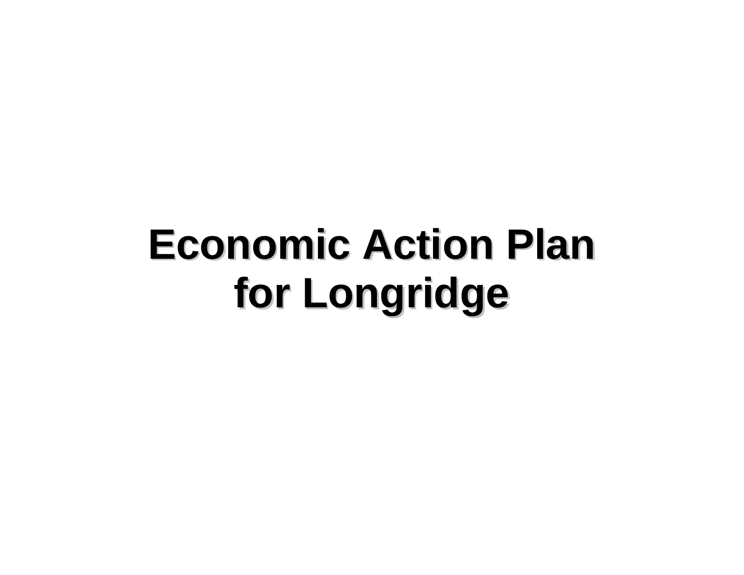# Economic Action Plan for Longridge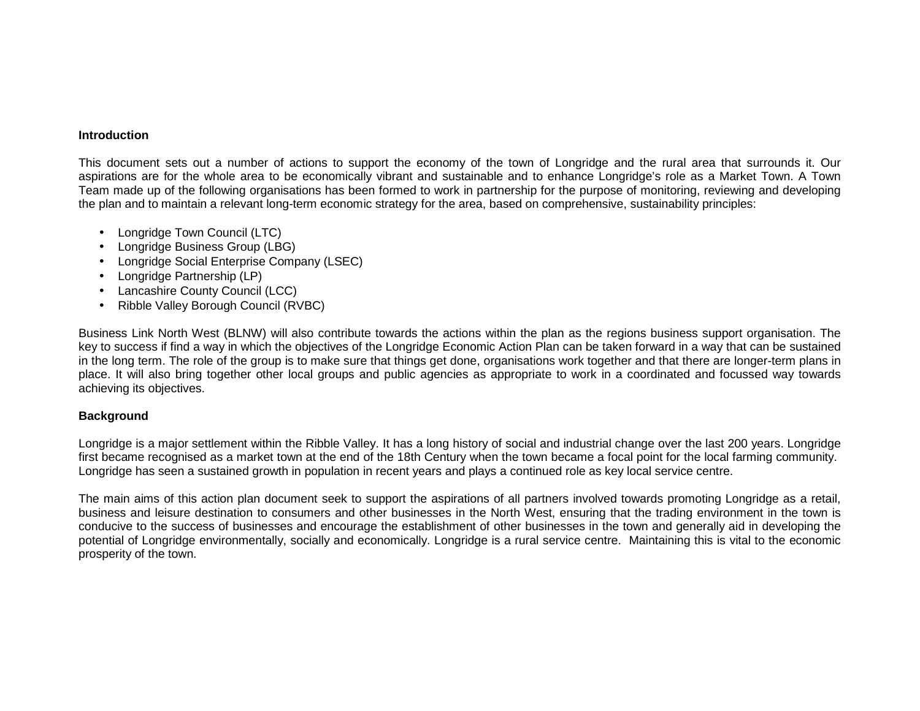**Introduction**

This document sets out a number of actions to support the economy of the town of Longridge and the rural area that surrounds it. Our aspirations are for the whole area to be economically vibrant and sustainable and to enhance Longridge's role as a Market Town. A Town Team made up of the following organisations has been formed to work in partnership for the purpose of monitoring, reviewing and developing the plan and to maintain a relevant long-term economic strategy for the area, based on comprehensive, sustainability principles:

- Longridge Town Council (LTC)
- Longridge Business Group (LBG)
- Longridge Social Enterprise Company (LSEC)
- Longridge Partnership (LP)
- Lancashire County Council (LCC)
- Ribble Valley Borough Council (RVBC)

Business Link North West (BLNW) will also contribute towards the actions within the plan as the regions business support organisation. The key to success if find a way in which the objectives of the Longridge Economic Action Plan can be taken forward in a way that can be sustained in the long term. The role of the group is to make sure that things get done, organisations work together and that there are longer-term plans in place. It will also bring together other local groups and public agencies as appropriate to work in a coordinated and focussed way towards achieving its objectives.

**Background**

Longridge is a major settlement within the Ribble Valley. It has a long history of social and industrial change over the last 200 years. Longridge first became recognised as a market town at the end of the 18th Century when the town became a focal point for the local farming community. Longridge has seen a sustained growth in population in recent years and plays a continued role as key local service centre.

The main aims of this action plan document seek to support the aspirations of all partners involved towards promoting Longridge as a retail, business and leisure destination to consumers and other businesses in the North West, ensuring that the trading environment in the town is conducive to the success of businesses and encourage the establishment of other businesses in the town and generally aid in developing the potential of Longridge environmentally, socially and economically. Longridge is a rural service centre. Maintaining this is vital to the economic prosperity of the town.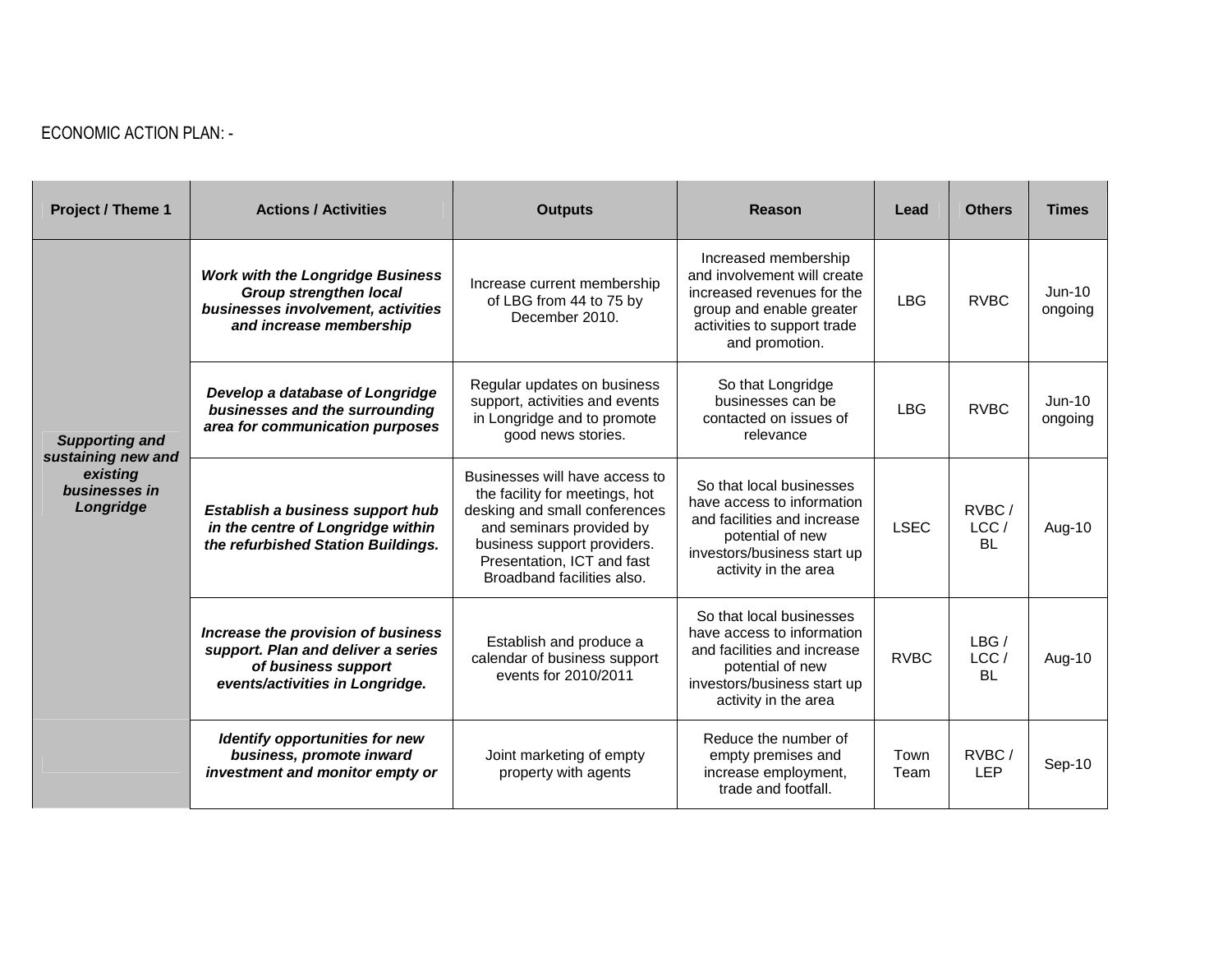ECONOMIC ACTION PLAN: -

| Project / Theme 1 | Actions / Activities | Outputs | Reason | Lead | Others | Times |
|---|---|---|---|---|---|---|
| ***Supporting and sustaining new and existing businesses in Longridge*** | ***Work with the Longridge Business Group strengthen local businesses involvement, activities and increase membership*** | Increase current membership of LBG from 44 to 75 by December 2010. | Increased membership and involvement will create increased revenues for the group and enable greater activities to support trade and promotion. | LBG | RVBC | Jun-10 ongoing |
| | ***Develop a database of Longridge businesses and the surrounding area for communication purposes*** | Regular updates on business support, activities and events in Longridge and to promote good news stories. | So that Longridge businesses can be contacted on issues of relevance | LBG | RVBC | Jun-10 ongoing |
| | ***Establish a business support hub in the centre of Longridge within the refurbished Station Buildings.*** | Businesses will have access to the facility for meetings, hot desking and small conferences and seminars provided by business support providers. Presentation, ICT and fast Broadband facilities also. | So that local businesses have access to information and facilities and increase potential of new investors/business start up activity in the area | LSEC | RVBC / LCC / BL | Aug-10 |
| | ***Increase the provision of business support. Plan and deliver a series of business support events/activities in Longridge.*** | Establish and produce a calendar of business support events for 2010/2011 | So that local businesses have access to information and facilities and increase potential of new investors/business start up activity in the area | RVBC | LBG / LCC / BL | Aug-10 |
| | ***Identify opportunities for new business, promote inward investment and monitor empty or*** | Joint marketing of empty property with agents | Reduce the number of empty premises and increase employment, trade and footfall. | Town Team | RVBC / LEP | Sep-10 |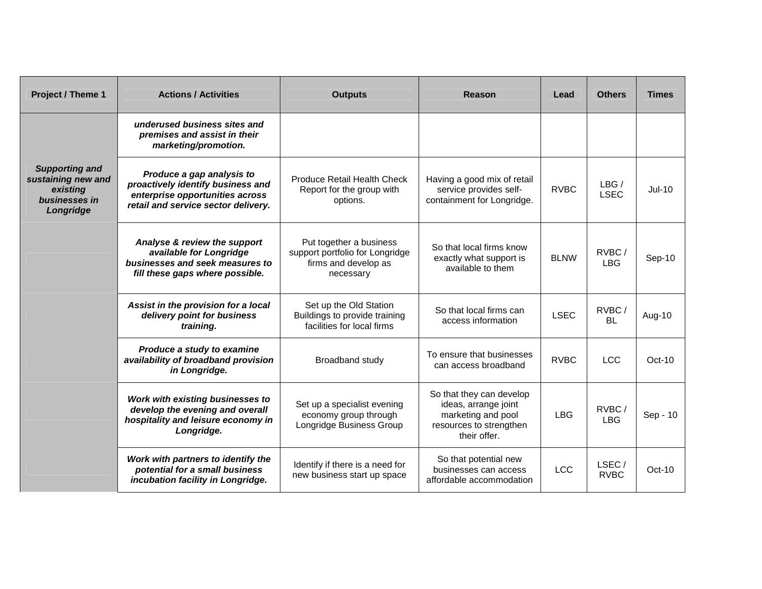| Project / Theme 1 | Actions / Activities | Outputs | Reason | Lead | Others | Times |
|---|---|---|---|---|---|---|
| ***Supporting and sustaining new and existing businesses in Longridge*** | ***underused business sites and premises and assist in their marketing/promotion.*** | | | | | |
| | ***Produce a gap analysis to proactively identify business and enterprise opportunities across retail and service sector delivery.*** | Produce Retail Health Check Report for the group with options. | Having a good mix of retail service provides self-containment for Longridge. | RVBC | LBG / LSEC | Jul-10 |
| | ***Analyse & review the support available for Longridge businesses and seek measures to fill these gaps where possible.*** | Put together a business support portfolio for Longridge firms and develop as necessary | So that local firms know exactly what support is available to them | BLNW | RVBC / LBG | Sep-10 |
| | ***Assist in the provision for a local delivery point for business training.*** | Set up the Old Station Buildings to provide training facilities for local firms | So that local firms can access information | LSEC | RVBC / BL | Aug-10 |
| | ***Produce a study to examine availability of broadband provision in Longridge.*** | Broadband study | To ensure that businesses can access broadband | RVBC | LCC | Oct-10 |
| | ***Work with existing businesses to develop the evening and overall hospitality and leisure economy in Longridge.*** | Set up a specialist evening economy group through Longridge Business Group | So that they can develop ideas, arrange joint marketing and pool resources to strengthen their offer. | LBG | RVBC / LBG | Sep - 10 |
| | ***Work with partners to identify the potential for a small business incubation facility in Longridge.*** | Identify if there is a need for new business start up space | So that potential new businesses can access affordable accommodation | LCC | LSEC / RVBC | Oct-10 |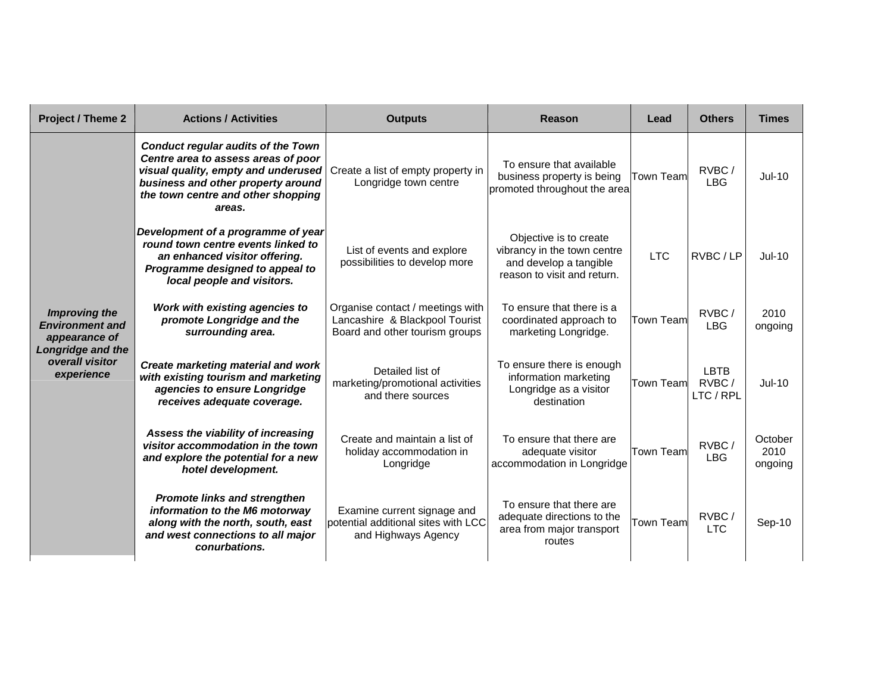| Project / Theme 2 | Actions / Activities | Outputs | Reason | Lead | Others | Times |
|---|---|---|---|---|---|---|
| ***Improving the Environment and appearance of Longridge and the overall visitor experience*** | ***Conduct regular audits of the Town Centre area to assess areas of poor visual quality, empty and underused business and other property around the town centre and other shopping areas.*** | Create a list of empty property in Longridge town centre | To ensure that available business property is being promoted throughout the area | Town Team | RVBC / LBG | Jul-10 |
| | ***Development of a programme of year round town centre events linked to an enhanced visitor offering. Programme designed to appeal to local people and visitors.*** | List of events and explore possibilities to develop more | Objective is to create vibrancy in the town centre and develop a tangible reason to visit and return. | LTC | RVBC / LP | Jul-10 |
| | ***Work with existing agencies to promote Longridge and the surrounding area.*** | Organise contact / meetings with Lancashire & Blackpool Tourist Board and other tourism groups | To ensure that there is a coordinated approach to marketing Longridge. | Town Team | RVBC / LBG | 2010 ongoing |
| | ***Create marketing material and work with existing tourism and marketing agencies to ensure Longridge receives adequate coverage.*** | Detailed list of marketing/promotional activities and there sources | To ensure there is enough information marketing Longridge as a visitor destination | Town Team | LBTB RVBC / LTC / RPL | Jul-10 |
| | ***Assess the viability of increasing visitor accommodation in the town and explore the potential for a new hotel development.*** | Create and maintain a list of holiday accommodation in Longridge | To ensure that there are adequate visitor accommodation in Longridge | Town Team | RVBC / LBG | October 2010 ongoing |
| | ***Promote links and strengthen information to the M6 motorway along with the north, south, east and west connections to all major conurbations.*** | Examine current signage and potential additional sites with LCC and Highways Agency | To ensure that there are adequate directions to the area from major transport routes | Town Team | RVBC / LTC | Sep-10 |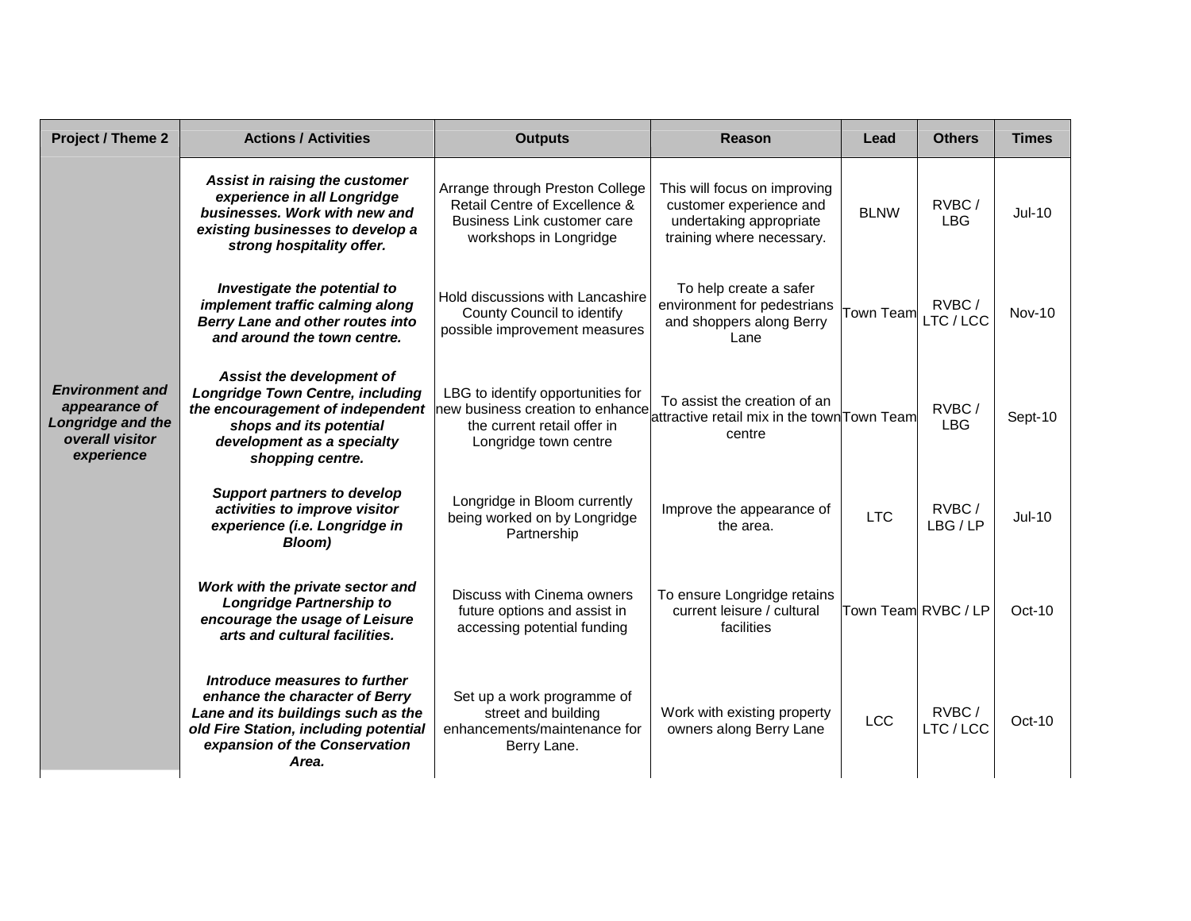| Project / Theme 2 | Actions / Activities | Outputs | Reason | Lead | Others | Times |
|---|---|---|---|---|---|---|
| ***Environment and appearance of Longridge and the overall visitor experience*** | ***Assist in raising the customer experience in all Longridge businesses. Work with new and existing businesses to develop a strong hospitality offer.*** | Arrange through Preston College Retail Centre of Excellence & Business Link customer care workshops in Longridge | This will focus on improving customer experience and undertaking appropriate training where necessary. | BLNW | RVBC / LBG | Jul-10 |
| | ***Investigate the potential to implement traffic calming along Berry Lane and other routes into and around the town centre.*** | Hold discussions with Lancashire County Council to identify possible improvement measures | To help create a safer environment for pedestrians and shoppers along Berry Lane | Town Team | RVBC / LTC / LCC | Nov-10 |
| | ***Assist the development of Longridge Town Centre, including the encouragement of independent shops and its potential development as a specialty shopping centre.*** | LBG to identify opportunities for new business creation to enhance the current retail offer in Longridge town centre | To assist the creation of an attractive retail mix in the town centre | Town Team | RVBC / LBG | Sept-10 |
| | ***Support partners to develop activities to improve visitor experience (i.e. Longridge in Bloom)*** | Longridge in Bloom currently being worked on by Longridge Partnership | Improve the appearance of the area. | LTC | RVBC / LBG / LP | Jul-10 |
| | ***Work with the private sector and Longridge Partnership to encourage the usage of Leisure arts and cultural facilities.*** | Discuss with Cinema owners future options and assist in accessing potential funding | To ensure Longridge retains current leisure / cultural facilities | Town Team | RVBC / LP | Oct-10 |
| | ***Introduce measures to further enhance the character of Berry Lane and its buildings such as the old Fire Station, including potential expansion of the Conservation Area.*** | Set up a work programme of street and building enhancements/maintenance for Berry Lane. | Work with existing property owners along Berry Lane | LCC | RVBC / LTC / LCC | Oct-10 |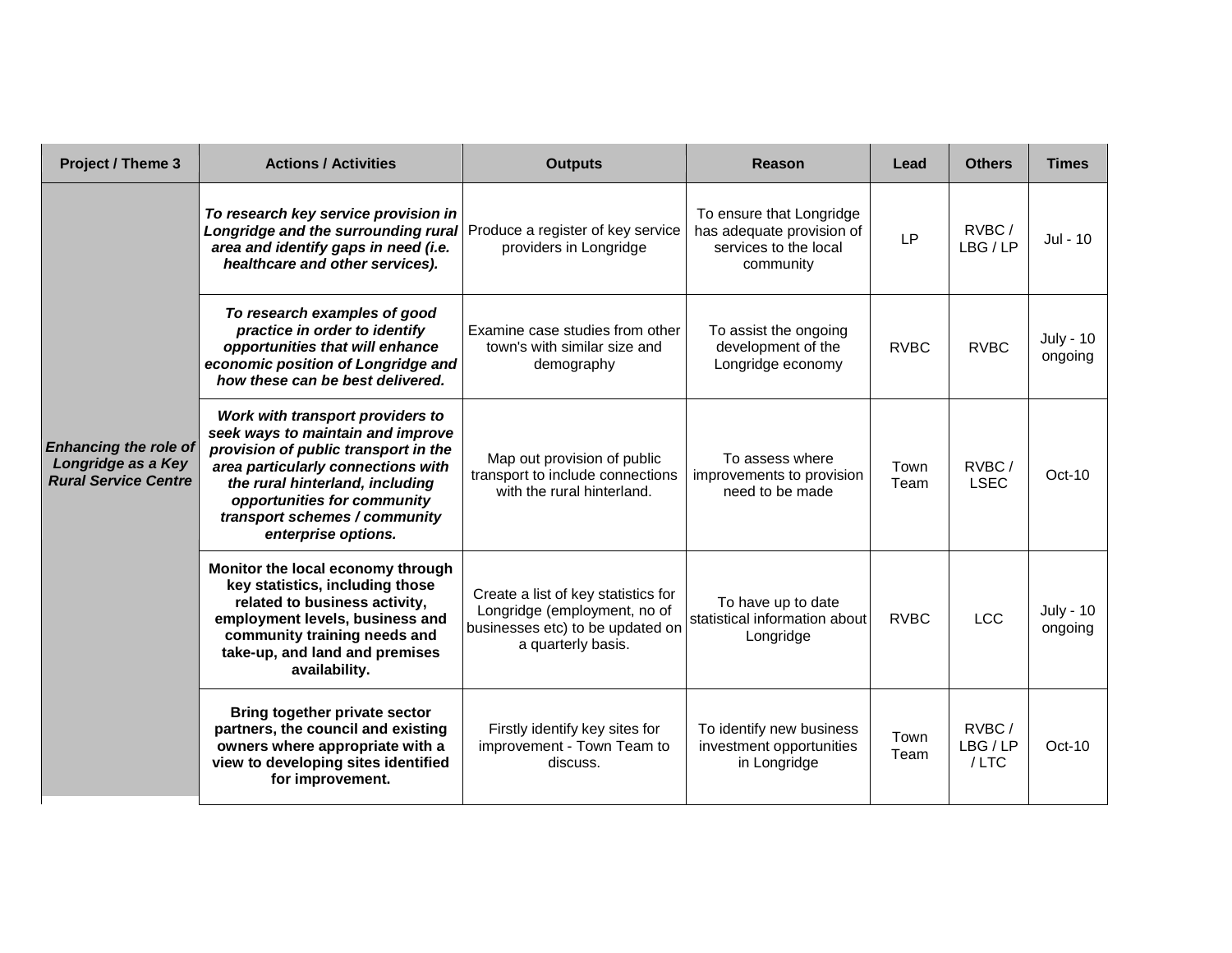| Project / Theme 3 | Actions / Activities | Outputs | Reason | Lead | Others | Times |
|---|---|---|---|---|---|---|
| ***Enhancing the role of Longridge as a Key Rural Service Centre*** | ***To research key service provision in Longridge and the surrounding rural area and identify gaps in need (i.e. healthcare and other services).*** | Produce a register of key service providers in Longridge | To ensure that Longridge has adequate provision of services to the local community | LP | RVBC / LBG / LP | Jul - 10 |
| | ***To research examples of good practice in order to identify opportunities that will enhance economic position of Longridge and how these can be best delivered.*** | Examine case studies from other town's with similar size and demography | To assist the ongoing development of the Longridge economy | RVBC | RVBC | July - 10 ongoing |
| | ***Work with transport providers to seek ways to maintain and improve provision of public transport in the area particularly connections with the rural hinterland, including opportunities for community transport schemes / community enterprise options.*** | Map out provision of public transport to include connections with the rural hinterland. | To assess where improvements to provision need to be made | Town Team | RVBC / LSEC | Oct-10 |
| | **Monitor the local economy through key statistics, including those related to business activity, employment levels, business and community training needs and take-up, and land and premises availability.** | Create a list of key statistics for Longridge (employment, no of businesses etc) to be updated on a quarterly basis. | To have up to date statistical information about Longridge | RVBC | LCC | July - 10 ongoing |
| | **Bring together private sector partners, the council and existing owners where appropriate with a view to developing sites identified for improvement.** | Firstly identify key sites for improvement - Town Team to discuss. | To identify new business investment opportunities in Longridge | Town Team | RVBC / LBG / LP / LTC | Oct-10 |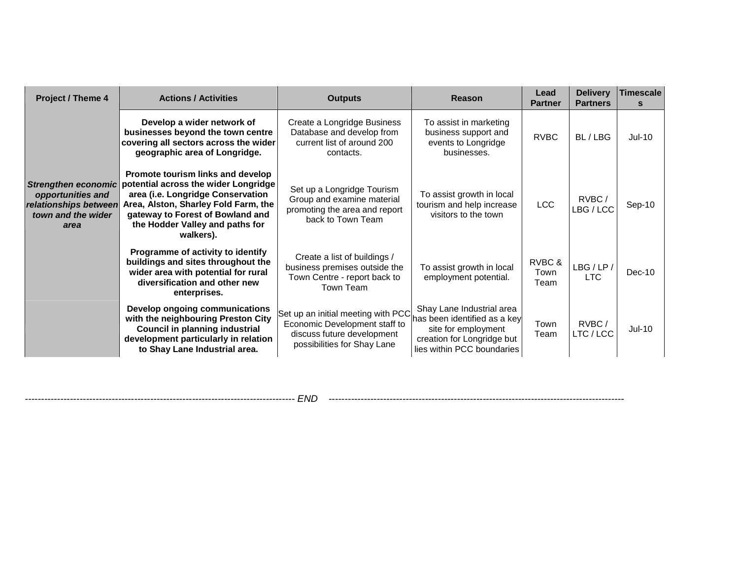| Project / Theme 4 | Actions / Activities | Outputs | Reason | Lead Partner | Delivery Partners | Timescales |
|---|---|---|---|---|---|---|
| *Strengthen economic opportunities and relationships between town and the wider area* | **Develop a wider network of businesses beyond the town centre covering all sectors across the wider geographic area of Longridge.** | Create a Longridge Business Database and develop from current list of around 200 contacts. | To assist in marketing business support and events to Longridge businesses. | RVBC | BL / LBG | Jul-10 |
| | **Promote tourism links and develop potential across the wider Longridge area (i.e. Longridge Conservation Area, Alston, Sharley Fold Farm, the gateway to Forest of Bowland and the Hodder Valley and paths for walkers).** | Set up a Longridge Tourism Group and examine material promoting the area and report back to Town Team | To assist growth in local tourism and help increase visitors to the town | LCC | RVBC / LBG / LCC | Sep-10 |
| | **Programme of activity to identify buildings and sites throughout the wider area with potential for rural diversification and other new enterprises.** | Create a list of buildings / business premises outside the Town Centre - report back to Town Team | To assist growth in local employment potential. | RVBC & Town Team | LBG / LP / LTC | Dec-10 |
| | **Develop ongoing communications with the neighbouring Preston City Council in planning industrial development particularly in relation to Shay Lane Industrial area.** | Set up an initial meeting with PCC Economic Development staff to discuss future development possibilities for Shay Lane | Shay Lane Industrial area has been identified as a key site for employment creation for Longridge but lies within PCC boundaries | Town Team | RVBC / LTC / LCC | Jul-10 |

------------------------------------------------------------------------------------ *END* ------------------------------------------------------------------------------------------